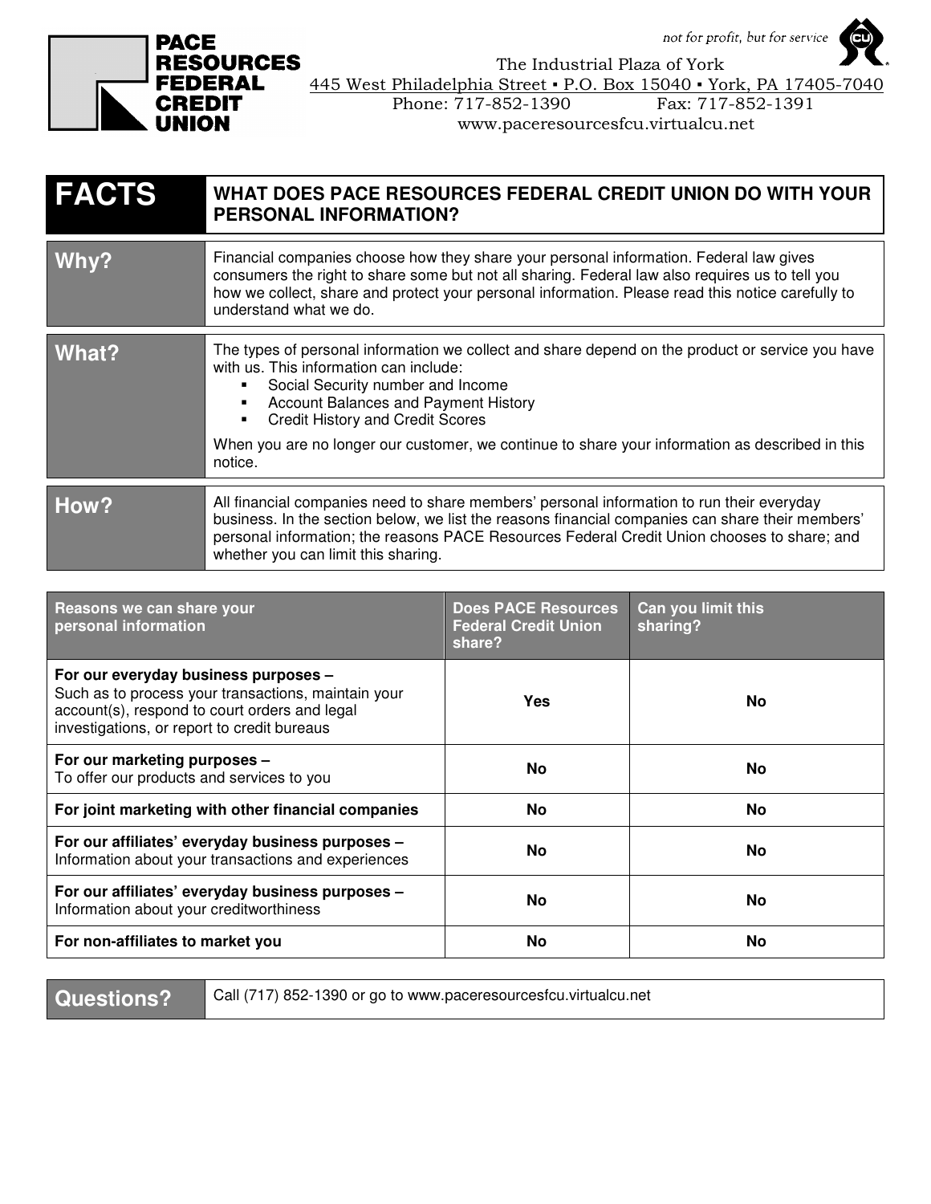**PACE RESOURCES FEDERAL CREDIT UNION**

*not for profit, but for service*

The Industrial Plaza of York
445 West Philadelphia Street ▪ P.O. Box 15040 ▪ York, PA 17405-7040
Phone: 717-852-1390 Fax: 717-852-1391
www.paceresourcesfcu.virtualcu.net

| FACTS | WHAT DOES PACE RESOURCES FEDERAL CREDIT UNION DO WITH YOUR PERSONAL INFORMATION? |
| --- | --- |

| | |
| --- | --- |
| **Why?** | Financial companies choose how they share your personal information. Federal law gives consumers the right to share some but not all sharing. Federal law also requires us to tell you how we collect, share and protect your personal information. Please read this notice carefully to understand what we do. |
| **What?** | The types of personal information we collect and share depend on the product or service you have with us. This information can include:<br>▪ Social Security number and Income<br>▪ Account Balances and Payment History<br>▪ Credit History and Credit Scores<br><br>When you are no longer our customer, we continue to share your information as described in this notice. |
| **How?** | All financial companies need to share members' personal information to run their everyday business. In the section below, we list the reasons financial companies can share their members' personal information; the reasons PACE Resources Federal Credit Union chooses to share; and whether you can limit this sharing. |

| Reasons we can share your personal information | Does PACE Resources Federal Credit Union share? | Can you limit this sharing? |
| --- | --- | --- |
| **For our everyday business purposes –** Such as to process your transactions, maintain your account(s), respond to court orders and legal investigations, or report to credit bureaus | Yes | No |
| **For our marketing purposes –** To offer our products and services to you | No | No |
| **For joint marketing with other financial companies** | No | No |
| **For our affiliates' everyday business purposes –** Information about your transactions and experiences | No | No |
| **For our affiliates' everyday business purposes –** Information about your creditworthiness | No | No |
| **For non-affiliates to market you** | No | No |

| | |
| --- | --- |
| **Questions?** | Call (717) 852-1390 or go to www.paceresourcesfcu.virtualcu.net |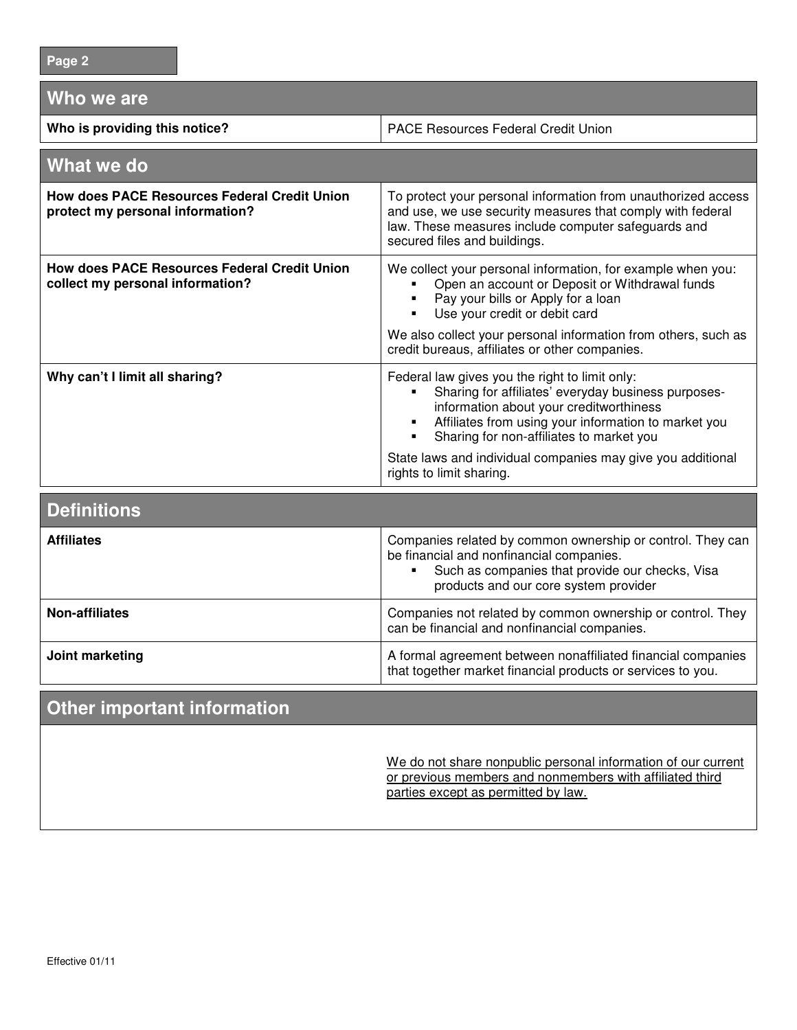## Who we are

| | |
|---|---|
| **Who is providing this notice?** | PACE Resources Federal Credit Union |

## What we do

| | |
|---|---|
| **How does PACE Resources Federal Credit Union protect my personal information?** | To protect your personal information from unauthorized access and use, we use security measures that comply with federal law. These measures include computer safeguards and secured files and buildings. |
| **How does PACE Resources Federal Credit Union collect my personal information?** | We collect your personal information, for example when you:<br>▪ Open an account or Deposit or Withdrawal funds<br>▪ Pay your bills or Apply for a loan<br>▪ Use your credit or debit card<br><br>We also collect your personal information from others, such as credit bureaus, affiliates or other companies. |
| **Why can't I limit all sharing?** | Federal law gives you the right to limit only:<br>▪ Sharing for affiliates' everyday business purposes- information about your creditworthiness<br>▪ Affiliates from using your information to market you<br>▪ Sharing for non-affiliates to market you<br><br>State laws and individual companies may give you additional rights to limit sharing. |

## Definitions

| | |
|---|---|
| **Affiliates** | Companies related by common ownership or control. They can be financial and nonfinancial companies.<br>▪ Such as companies that provide our checks, Visa products and our core system provider |
| **Non-affiliates** | Companies not related by common ownership or control. They can be financial and nonfinancial companies. |
| **Joint marketing** | A formal agreement between nonaffiliated financial companies that together market financial products or services to you. |

## Other important information

We do not share nonpublic personal information of our current or previous members and nonmembers with affiliated third parties except as permitted by law.

Effective 01/11